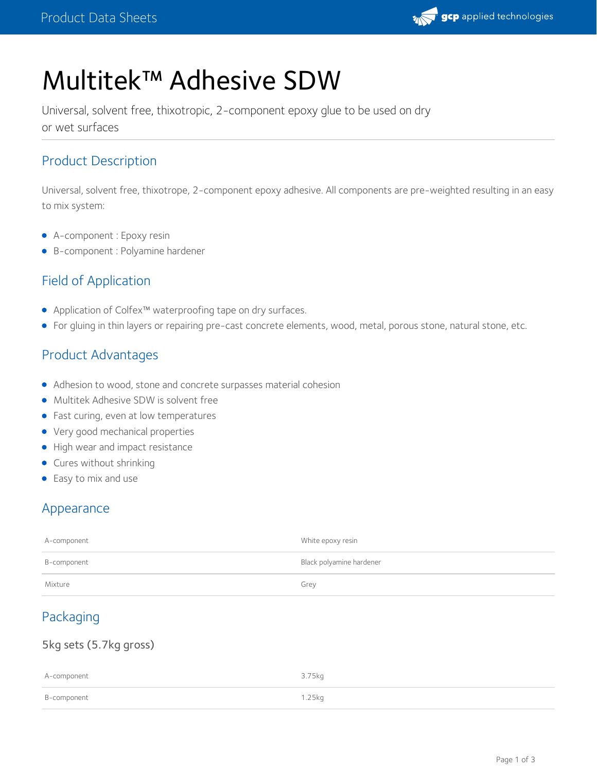# Multitek™ Adhesive SDW

Universal, solvent free, thixotropic, 2-component epoxy glue to be used on dry or wet surfaces

## Product Description

Universal, solvent free, thixotrope, 2-component epoxy adhesive. All components are pre-weighted resulting in an easy to mix system:

- A-component : Epoxy resin
- B-component : Polyamine hardener

## Field of Application

- Application of Colfex™ waterproofing tape on dry surfaces.
- For gluing in thin layers or repairing pre-cast concrete elements, wood, metal, porous stone, natural stone, etc.

## Product Advantages

- Adhesion to wood, stone and concrete surpasses material cohesion
- Multitek Adhesive SDW is solvent free
- Fast curing, even at low temperatures
- Very good mechanical properties
- High wear and impact resistance
- Cures without shrinking
- Easy to mix and use

## Appearance

| | |
|---|---|
| A-component | White epoxy resin |
| B-component | Black polyamine hardener |
| Mixture | Grey |

## Packaging

### 5kg sets (5.7kg gross)

| | |
|---|---|
| A-component | 3.75kg |
| B-component | 1.25kg |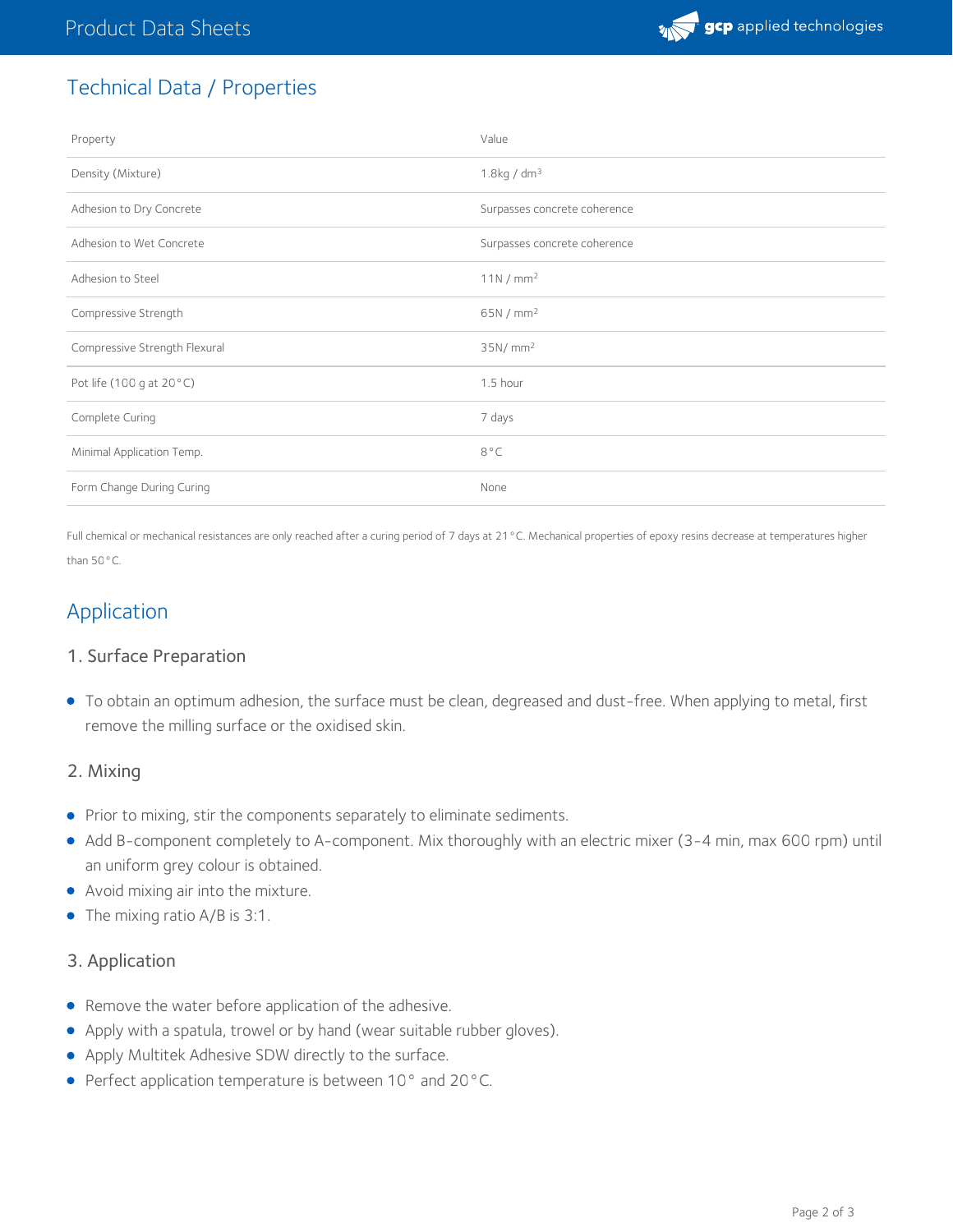## Technical Data / Properties

| Property | Value |
| --- | --- |
| Density (Mixture) | 1.8kg / $dm^3$ |
| Adhesion to Dry Concrete | Surpasses concrete coherence |
| Adhesion to Wet Concrete | Surpasses concrete coherence |
| Adhesion to Steel | 11N / $mm^2$ |
| Compressive Strength | 65N / $mm^2$ |
| Compressive Strength Flexural | 35N/ $mm^2$ |
| Pot life (100 g at 20°C) | 1.5 hour |
| Complete Curing | 7 days |
| Minimal Application Temp. | 8°C |
| Form Change During Curing | None |

Full chemical or mechanical resistances are only reached after a curing period of 7 days at 21°C. Mechanical properties of epoxy resins decrease at temperatures higher than 50°C.

## Application

### 1. Surface Preparation

- To obtain an optimum adhesion, the surface must be clean, degreased and dust-free. When applying to metal, first remove the milling surface or the oxidised skin.

### 2. Mixing

- Prior to mixing, stir the components separately to eliminate sediments.
- Add B-component completely to A-component. Mix thoroughly with an electric mixer (3-4 min, max 600 rpm) until an uniform grey colour is obtained.
- Avoid mixing air into the mixture.
- The mixing ratio A/B is 3:1.

### 3. Application

- Remove the water before application of the adhesive.
- Apply with a spatula, trowel or by hand (wear suitable rubber gloves).
- Apply Multitek Adhesive SDW directly to the surface.
- Perfect application temperature is between 10° and 20°C.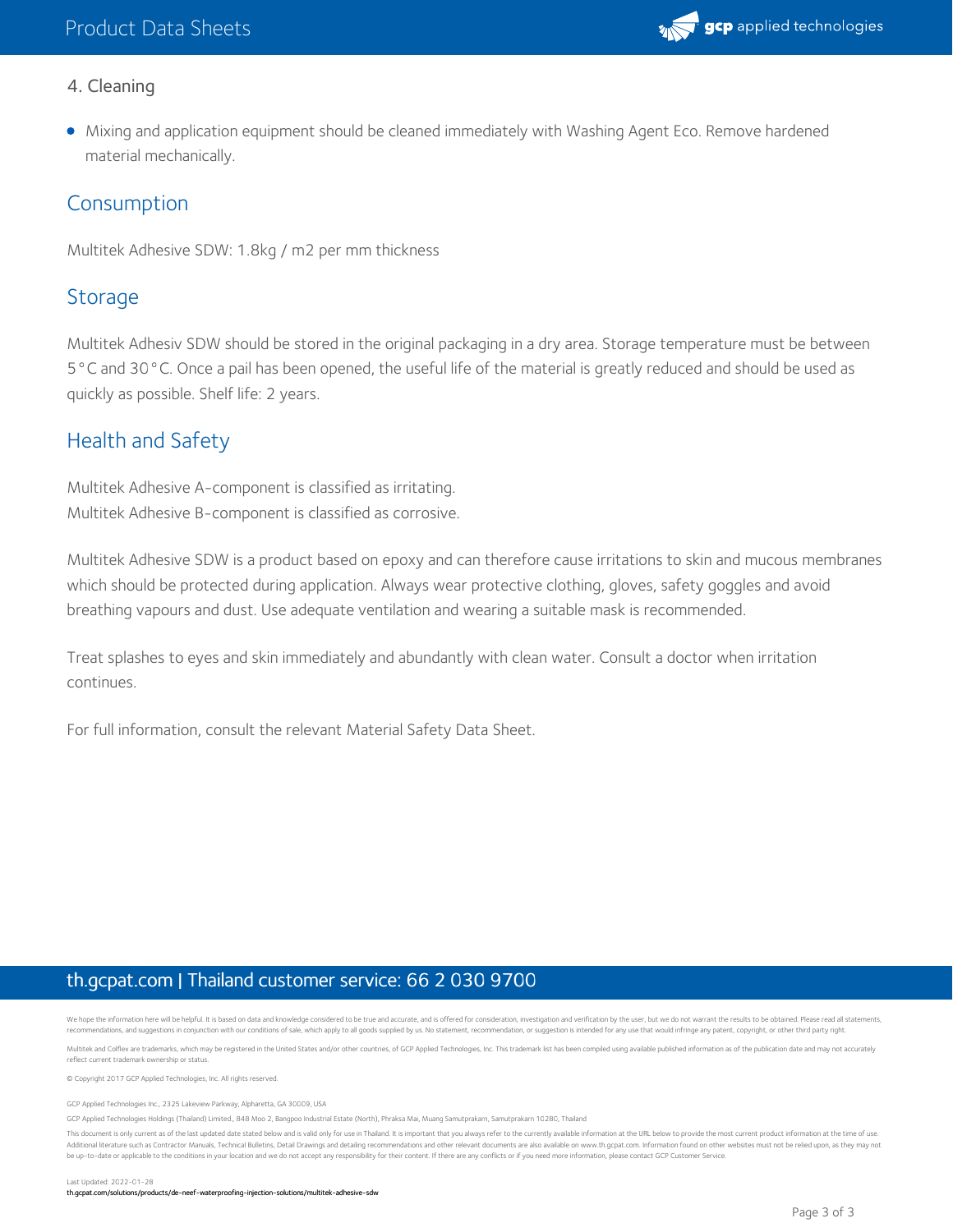4. Cleaning

- Mixing and application equipment should be cleaned immediately with Washing Agent Eco. Remove hardened material mechanically.

## Consumption

Multitek Adhesive SDW: 1.8kg / m2 per mm thickness

## Storage

Multitek Adhesiv SDW should be stored in the original packaging in a dry area. Storage temperature must be between 5°C and 30°C. Once a pail has been opened, the useful life of the material is greatly reduced and should be used as quickly as possible. Shelf life: 2 years.

## Health and Safety

Multitek Adhesive A-component is classified as irritating.
Multitek Adhesive B-component is classified as corrosive.

Multitek Adhesive SDW is a product based on epoxy and can therefore cause irritations to skin and mucous membranes which should be protected during application. Always wear protective clothing, gloves, safety goggles and avoid breathing vapours and dust. Use adequate ventilation and wearing a suitable mask is recommended.

Treat splashes to eyes and skin immediately and abundantly with clean water. Consult a doctor when irritation continues.

For full information, consult the relevant Material Safety Data Sheet.

th.gcpat.com | Thailand customer service: 66 2 030 9700

We hope the information here will be helpful. It is based on data and knowledge considered to be true and accurate, and is offered for consideration, investigation and verification by the user, but we do not warrant the results to be obtained. Please read all statements, recommendations, and suggestions in conjunction with our conditions of sale, which apply to all goods supplied by us. No statement, recommendation, or suggestion is intended for any use that would infringe any patent, copyright, or other third party right.

Multitek and Colflex are trademarks, which may be registered in the United States and/or other countries, of GCP Applied Technologies, Inc. This trademark list has been compiled using available published information as of the publication date and may not accurately reflect current trademark ownership or status.

© Copyright 2017 GCP Applied Technologies, Inc. All rights reserved.

GCP Applied Technologies Inc., 2325 Lakeview Parkway, Alpharetta, GA 30009, USA

GCP Applied Technologies Holdings (Thailand) Limited., 848 Moo 2, Bangpoo Industrial Estate (North), Phraksa Mai, Muang Samutprakarn, Samutprakarn 10280, Thailand

This document is only current as of the last updated date stated below and is valid only for use in Thailand. It is important that you always refer to the currently available information at the URL below to provide the most current product information at the time of use. Additional literature such as Contractor Manuals, Technical Bulletins, Detail Drawings and detailing recommendations and other relevant documents are also available on www.th.gcpat.com. Information found on other websites must not be relied upon, as they may not be up-to-date or applicable to the conditions in your location and we do not accept any responsibility for their content. If there are any conflicts or if you need more information, please contact GCP Customer Service.

Last Updated: 2022-01-28
th.gcpat.com/solutions/products/de-neef-waterproofing-injection-solutions/multitek-adhesive-sdw